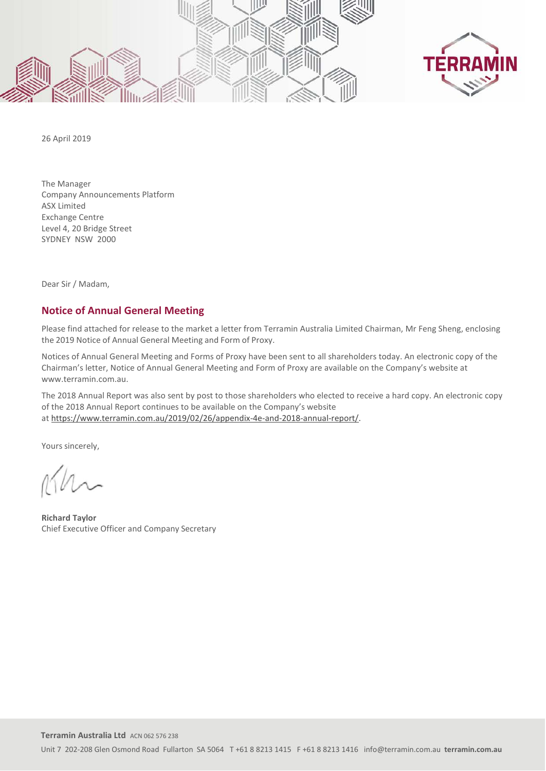26 April 2019

The Manager
Company Announcements Platform
ASX Limited
Exchange Centre
Level 4, 20 Bridge Street
SYDNEY NSW 2000

Dear Sir / Madam,

## Notice of Annual General Meeting

Please find attached for release to the market a letter from Terramin Australia Limited Chairman, Mr Feng Sheng, enclosing the 2019 Notice of Annual General Meeting and Form of Proxy.

Notices of Annual General Meeting and Forms of Proxy have been sent to all shareholders today. An electronic copy of the Chairman's letter, Notice of Annual General Meeting and Form of Proxy are available on the Company's website at www.terramin.com.au.

The 2018 Annual Report was also sent by post to those shareholders who elected to receive a hard copy. An electronic copy of the 2018 Annual Report continues to be available on the Company's website at https://www.terramin.com.au/2019/02/26/appendix-4e-and-2018-annual-report/.

Yours sincerely,

**Richard Taylor**
Chief Executive Officer and Company Secretary

**Terramin Australia Ltd** ACN 062 576 238

Unit 7 202-208 Glen Osmond Road Fullarton SA 5064 T +61 8 8213 1415 F +61 8 8213 1416 info@terramin.com.au **terramin.com.au**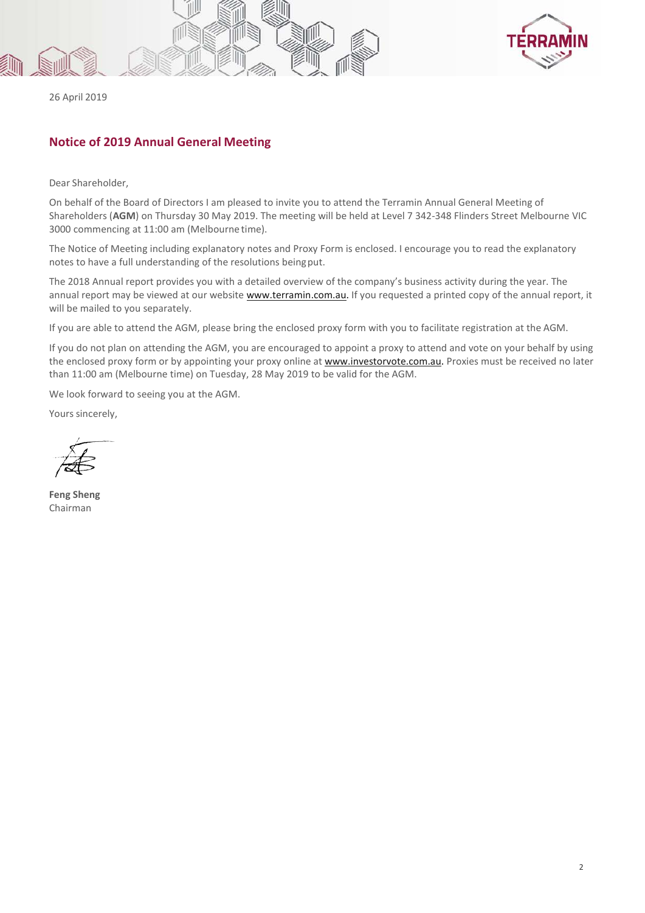26 April 2019

## Notice of 2019 Annual General Meeting

Dear Shareholder,

On behalf of the Board of Directors I am pleased to invite you to attend the Terramin Annual General Meeting of Shareholders (**AGM**) on Thursday 30 May 2019. The meeting will be held at Level 7 342-348 Flinders Street Melbourne VIC 3000 commencing at 11:00 am (Melbourne time).

The Notice of Meeting including explanatory notes and Proxy Form is enclosed. I encourage you to read the explanatory notes to have a full understanding of the resolutions being put.

The 2018 Annual report provides you with a detailed overview of the company's business activity during the year. The annual report may be viewed at our website www.terramin.com.au. If you requested a printed copy of the annual report, it will be mailed to you separately.

If you are able to attend the AGM, please bring the enclosed proxy form with you to facilitate registration at the AGM.

If you do not plan on attending the AGM, you are encouraged to appoint a proxy to attend and vote on your behalf by using the enclosed proxy form or by appointing your proxy online at www.investorvote.com.au. Proxies must be received no later than 11:00 am (Melbourne time) on Tuesday, 28 May 2019 to be valid for the AGM.

We look forward to seeing you at the AGM.

Yours sincerely,

**Feng Sheng**
Chairman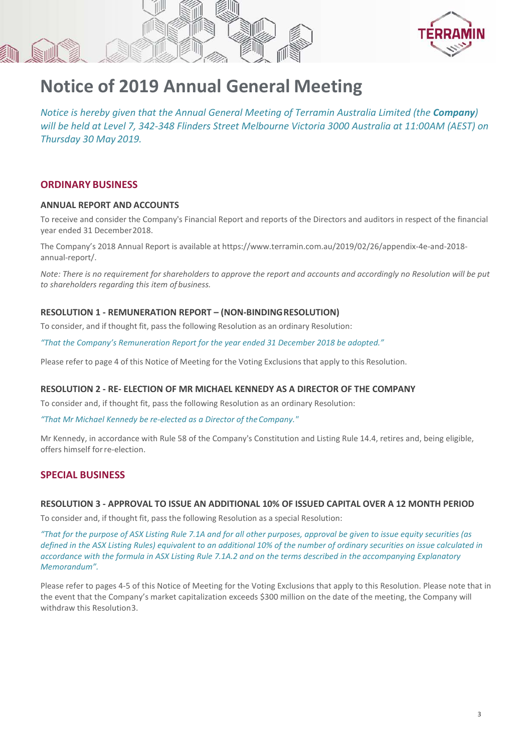# Notice of 2019 Annual General Meeting

*Notice is hereby given that the Annual General Meeting of Terramin Australia Limited (the* ***Company****) will be held at Level 7, 342-348 Flinders Street Melbourne Victoria 3000 Australia at 11:00AM (AEST) on Thursday 30 May 2019.*

## ORDINARY BUSINESS

### ANNUAL REPORT AND ACCOUNTS

To receive and consider the Company's Financial Report and reports of the Directors and auditors in respect of the financial year ended 31 December 2018.

The Company's 2018 Annual Report is available at https://www.terramin.com.au/2019/02/26/appendix-4e-and-2018-annual-report/.

*Note: There is no requirement for shareholders to approve the report and accounts and accordingly no Resolution will be put to shareholders regarding this item of business.*

### RESOLUTION 1 - REMUNERATION REPORT – (NON-BINDING RESOLUTION)

To consider, and if thought fit, pass the following Resolution as an ordinary Resolution:

*"That the Company's Remuneration Report for the year ended 31 December 2018 be adopted."*

Please refer to page 4 of this Notice of Meeting for the Voting Exclusions that apply to this Resolution.

### RESOLUTION 2 - RE- ELECTION OF MR MICHAEL KENNEDY AS A DIRECTOR OF THE COMPANY

To consider and, if thought fit, pass the following Resolution as an ordinary Resolution:

*"That Mr Michael Kennedy be re-elected as a Director of the Company."*

Mr Kennedy, in accordance with Rule 58 of the Company's Constitution and Listing Rule 14.4, retires and, being eligible, offers himself for re-election.

## SPECIAL BUSINESS

### RESOLUTION 3 - APPROVAL TO ISSUE AN ADDITIONAL 10% OF ISSUED CAPITAL OVER A 12 MONTH PERIOD

To consider and, if thought fit, pass the following Resolution as a special Resolution:

*"That for the purpose of ASX Listing Rule 7.1A and for all other purposes, approval be given to issue equity securities (as defined in the ASX Listing Rules) equivalent to an additional 10% of the number of ordinary securities on issue calculated in accordance with the formula in ASX Listing Rule 7.1A.2 and on the terms described in the accompanying Explanatory Memorandum".*

Please refer to pages 4-5 of this Notice of Meeting for the Voting Exclusions that apply to this Resolution. Please note that in the event that the Company's market capitalization exceeds $300 million on the date of the meeting, the Company will withdraw this Resolution 3.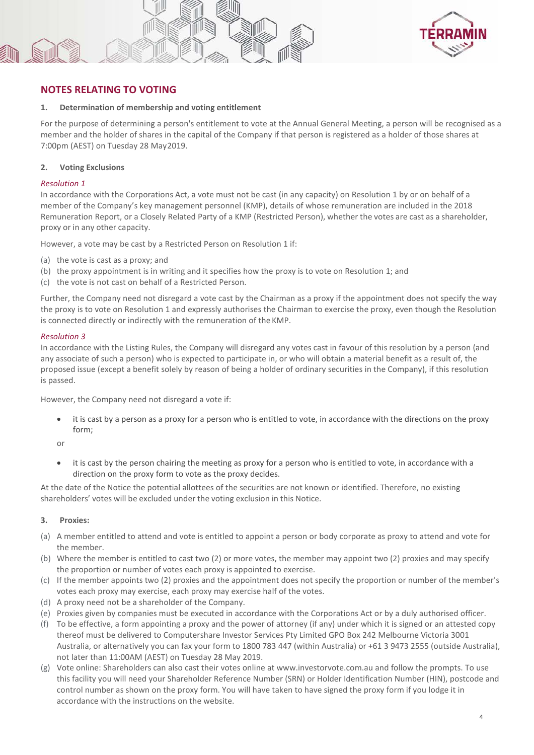## NOTES RELATING TO VOTING

**1. Determination of membership and voting entitlement**

For the purpose of determining a person's entitlement to vote at the Annual General Meeting, a person will be recognised as a member and the holder of shares in the capital of the Company if that person is registered as a holder of those shares at 7:00pm (AEST) on Tuesday 28 May2019.

**2. Voting Exclusions**

*Resolution 1*

In accordance with the Corporations Act, a vote must not be cast (in any capacity) on Resolution 1 by or on behalf of a member of the Company's key management personnel (KMP), details of whose remuneration are included in the 2018 Remuneration Report, or a Closely Related Party of a KMP (Restricted Person), whether the votes are cast as a shareholder, proxy or in any other capacity.

However, a vote may be cast by a Restricted Person on Resolution 1 if:

(a) the vote is cast as a proxy; and
(b) the proxy appointment is in writing and it specifies how the proxy is to vote on Resolution 1; and
(c) the vote is not cast on behalf of a Restricted Person.

Further, the Company need not disregard a vote cast by the Chairman as a proxy if the appointment does not specify the way the proxy is to vote on Resolution 1 and expressly authorises the Chairman to exercise the proxy, even though the Resolution is connected directly or indirectly with the remuneration of the KMP.

*Resolution 3*

In accordance with the Listing Rules, the Company will disregard any votes cast in favour of this resolution by a person (and any associate of such a person) who is expected to participate in, or who will obtain a material benefit as a result of, the proposed issue (except a benefit solely by reason of being a holder of ordinary securities in the Company), if this resolution is passed.

However, the Company need not disregard a vote if:

- it is cast by a person as a proxy for a person who is entitled to vote, in accordance with the directions on the proxy form;

or

- it is cast by the person chairing the meeting as proxy for a person who is entitled to vote, in accordance with a direction on the proxy form to vote as the proxy decides.

At the date of the Notice the potential allottees of the securities are not known or identified. Therefore, no existing shareholders' votes will be excluded under the voting exclusion in this Notice.

**3. Proxies:**

(a) A member entitled to attend and vote is entitled to appoint a person or body corporate as proxy to attend and vote for the member.
(b) Where the member is entitled to cast two (2) or more votes, the member may appoint two (2) proxies and may specify the proportion or number of votes each proxy is appointed to exercise.
(c) If the member appoints two (2) proxies and the appointment does not specify the proportion or number of the member's votes each proxy may exercise, each proxy may exercise half of the votes.
(d) A proxy need not be a shareholder of the Company.
(e) Proxies given by companies must be executed in accordance with the Corporations Act or by a duly authorised officer.
(f) To be effective, a form appointing a proxy and the power of attorney (if any) under which it is signed or an attested copy thereof must be delivered to Computershare Investor Services Pty Limited GPO Box 242 Melbourne Victoria 3001 Australia, or alternatively you can fax your form to 1800 783 447 (within Australia) or +61 3 9473 2555 (outside Australia), not later than 11:00AM (AEST) on Tuesday 28 May 2019.
(g) Vote online: Shareholders can also cast their votes online at www.investorvote.com.au and follow the prompts. To use this facility you will need your Shareholder Reference Number (SRN) or Holder Identification Number (HIN), postcode and control number as shown on the proxy form. You will have taken to have signed the proxy form if you lodge it in accordance with the instructions on the website.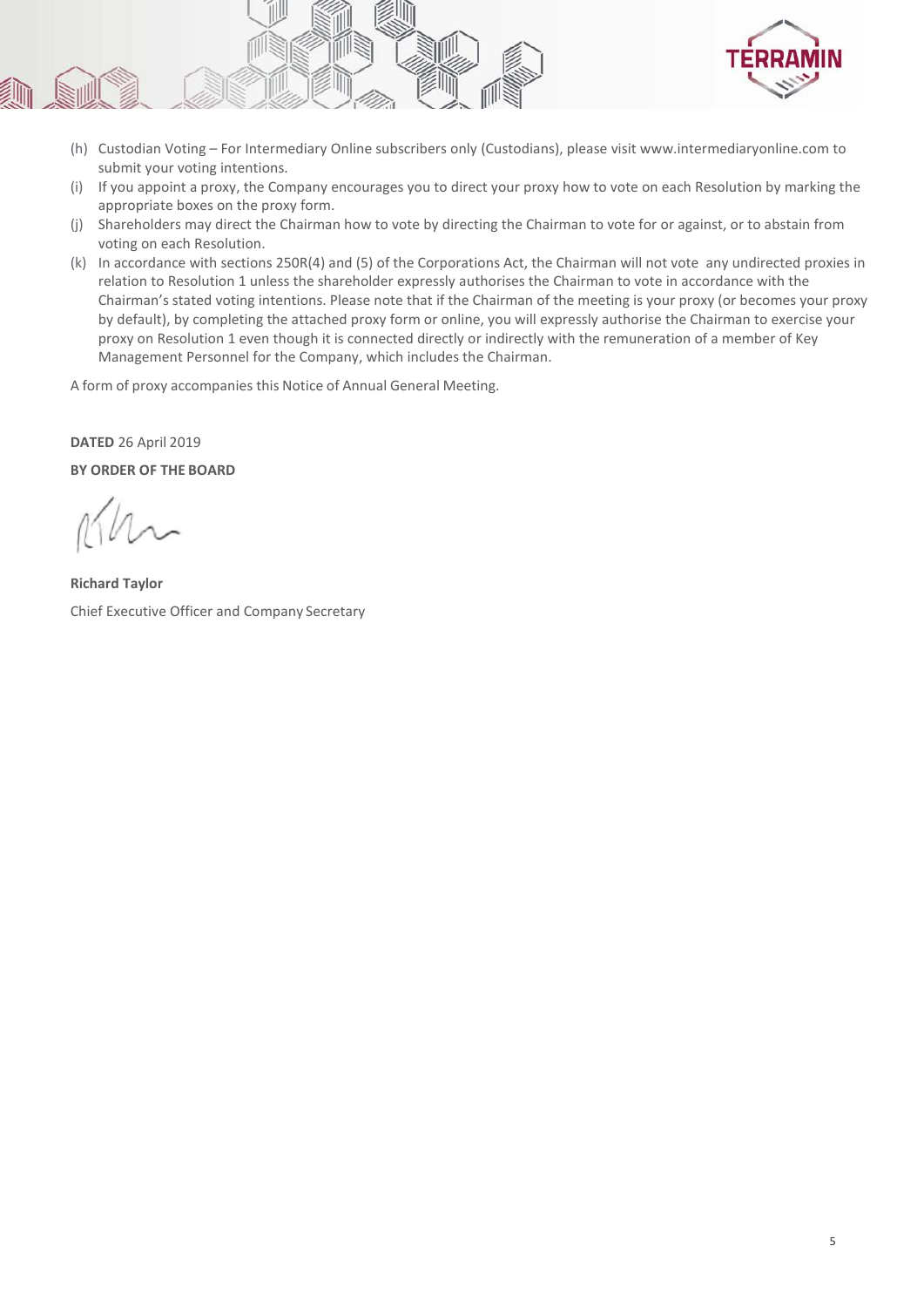(h) Custodian Voting – For Intermediary Online subscribers only (Custodians), please visit www.intermediaryonline.com to submit your voting intentions.

(i) If you appoint a proxy, the Company encourages you to direct your proxy how to vote on each Resolution by marking the appropriate boxes on the proxy form.

(j) Shareholders may direct the Chairman how to vote by directing the Chairman to vote for or against, or to abstain from voting on each Resolution.

(k) In accordance with sections 250R(4) and (5) of the Corporations Act, the Chairman will not vote any undirected proxies in relation to Resolution 1 unless the shareholder expressly authorises the Chairman to vote in accordance with the Chairman's stated voting intentions. Please note that if the Chairman of the meeting is your proxy (or becomes your proxy by default), by completing the attached proxy form or online, you will expressly authorise the Chairman to exercise your proxy on Resolution 1 even though it is connected directly or indirectly with the remuneration of a member of Key Management Personnel for the Company, which includes the Chairman.

A form of proxy accompanies this Notice of Annual General Meeting.

**DATED** 26 April 2019

**BY ORDER OF THE BOARD**

**Richard Taylor**
Chief Executive Officer and Company Secretary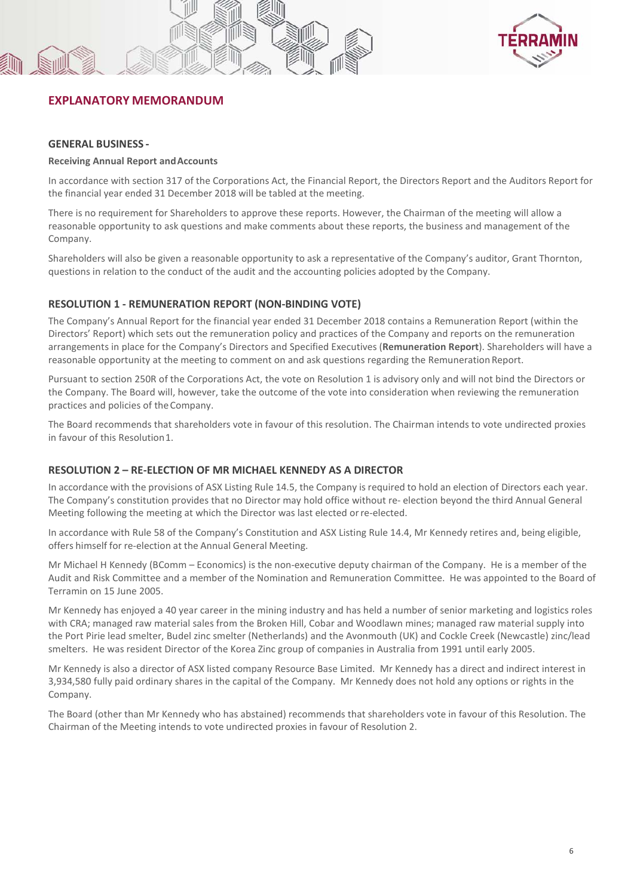## EXPLANATORY MEMORANDUM

### GENERAL BUSINESS -

**Receiving Annual Report and Accounts**

In accordance with section 317 of the Corporations Act, the Financial Report, the Directors Report and the Auditors Report for the financial year ended 31 December 2018 will be tabled at the meeting.

There is no requirement for Shareholders to approve these reports. However, the Chairman of the meeting will allow a reasonable opportunity to ask questions and make comments about these reports, the business and management of the Company.

Shareholders will also be given a reasonable opportunity to ask a representative of the Company's auditor, Grant Thornton, questions in relation to the conduct of the audit and the accounting policies adopted by the Company.

### RESOLUTION 1 - REMUNERATION REPORT (NON-BINDING VOTE)

The Company's Annual Report for the financial year ended 31 December 2018 contains a Remuneration Report (within the Directors' Report) which sets out the remuneration policy and practices of the Company and reports on the remuneration arrangements in place for the Company's Directors and Specified Executives (**Remuneration Report**). Shareholders will have a reasonable opportunity at the meeting to comment on and ask questions regarding the Remuneration Report.

Pursuant to section 250R of the Corporations Act, the vote on Resolution 1 is advisory only and will not bind the Directors or the Company. The Board will, however, take the outcome of the vote into consideration when reviewing the remuneration practices and policies of the Company.

The Board recommends that shareholders vote in favour of this resolution. The Chairman intends to vote undirected proxies in favour of this Resolution 1.

### RESOLUTION 2 – RE-ELECTION OF MR MICHAEL KENNEDY AS A DIRECTOR

In accordance with the provisions of ASX Listing Rule 14.5, the Company is required to hold an election of Directors each year. The Company's constitution provides that no Director may hold office without re- election beyond the third Annual General Meeting following the meeting at which the Director was last elected or re-elected.

In accordance with Rule 58 of the Company's Constitution and ASX Listing Rule 14.4, Mr Kennedy retires and, being eligible, offers himself for re-election at the Annual General Meeting.

Mr Michael H Kennedy (BComm – Economics) is the non-executive deputy chairman of the Company. He is a member of the Audit and Risk Committee and a member of the Nomination and Remuneration Committee. He was appointed to the Board of Terramin on 15 June 2005.

Mr Kennedy has enjoyed a 40 year career in the mining industry and has held a number of senior marketing and logistics roles with CRA; managed raw material sales from the Broken Hill, Cobar and Woodlawn mines; managed raw material supply into the Port Pirie lead smelter, Budel zinc smelter (Netherlands) and the Avonmouth (UK) and Cockle Creek (Newcastle) zinc/lead smelters. He was resident Director of the Korea Zinc group of companies in Australia from 1991 until early 2005.

Mr Kennedy is also a director of ASX listed company Resource Base Limited. Mr Kennedy has a direct and indirect interest in 3,934,580 fully paid ordinary shares in the capital of the Company. Mr Kennedy does not hold any options or rights in the Company.

The Board (other than Mr Kennedy who has abstained) recommends that shareholders vote in favour of this Resolution. The Chairman of the Meeting intends to vote undirected proxies in favour of Resolution 2.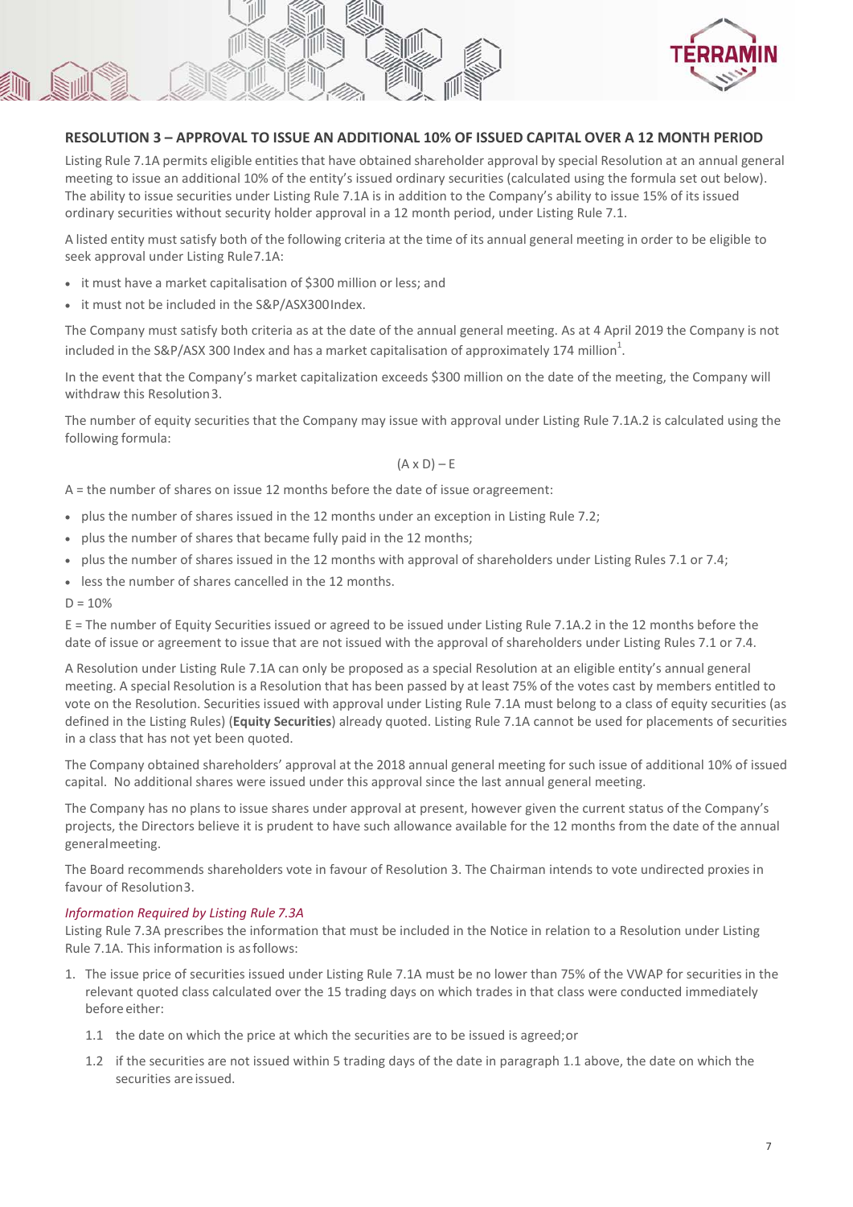## RESOLUTION 3 – APPROVAL TO ISSUE AN ADDITIONAL 10% OF ISSUED CAPITAL OVER A 12 MONTH PERIOD

Listing Rule 7.1A permits eligible entities that have obtained shareholder approval by special Resolution at an annual general meeting to issue an additional 10% of the entity's issued ordinary securities (calculated using the formula set out below). The ability to issue securities under Listing Rule 7.1A is in addition to the Company's ability to issue 15% of its issued ordinary securities without security holder approval in a 12 month period, under Listing Rule 7.1.

A listed entity must satisfy both of the following criteria at the time of its annual general meeting in order to be eligible to seek approval under Listing Rule7.1A:

- it must have a market capitalisation of $300 million or less; and
- it must not be included in the S&P/ASX300Index.

The Company must satisfy both criteria as at the date of the annual general meeting. As at 4 April 2019 the Company is not included in the S&P/ASX 300 Index and has a market capitalisation of approximately 174 million[1].

In the event that the Company's market capitalization exceeds $300 million on the date of the meeting, the Company will withdraw this Resolution3.

The number of equity securities that the Company may issue with approval under Listing Rule 7.1A.2 is calculated using the following formula:

$$(A \times D) - E$$

A = the number of shares on issue 12 months before the date of issue oragreement:

- plus the number of shares issued in the 12 months under an exception in Listing Rule 7.2;
- plus the number of shares that became fully paid in the 12 months;
- plus the number of shares issued in the 12 months with approval of shareholders under Listing Rules 7.1 or 7.4;
- less the number of shares cancelled in the 12 months.

D = 10%

E = The number of Equity Securities issued or agreed to be issued under Listing Rule 7.1A.2 in the 12 months before the date of issue or agreement to issue that are not issued with the approval of shareholders under Listing Rules 7.1 or 7.4.

A Resolution under Listing Rule 7.1A can only be proposed as a special Resolution at an eligible entity's annual general meeting. A special Resolution is a Resolution that has been passed by at least 75% of the votes cast by members entitled to vote on the Resolution. Securities issued with approval under Listing Rule 7.1A must belong to a class of equity securities (as defined in the Listing Rules) (**Equity Securities**) already quoted. Listing Rule 7.1A cannot be used for placements of securities in a class that has not yet been quoted.

The Company obtained shareholders' approval at the 2018 annual general meeting for such issue of additional 10% of issued capital. No additional shares were issued under this approval since the last annual general meeting.

The Company has no plans to issue shares under approval at present, however given the current status of the Company's projects, the Directors believe it is prudent to have such allowance available for the 12 months from the date of the annual generalmeeting.

The Board recommends shareholders vote in favour of Resolution 3. The Chairman intends to vote undirected proxies in favour of Resolution3.

*Information Required by Listing Rule 7.3A*

Listing Rule 7.3A prescribes the information that must be included in the Notice in relation to a Resolution under Listing Rule 7.1A. This information is asfollows:

1. The issue price of securities issued under Listing Rule 7.1A must be no lower than 75% of the VWAP for securities in the relevant quoted class calculated over the 15 trading days on which trades in that class were conducted immediately before either:
   1.1 the date on which the price at which the securities are to be issued is agreed;or
   1.2 if the securities are not issued within 5 trading days of the date in paragraph 1.1 above, the date on which the securities are issued.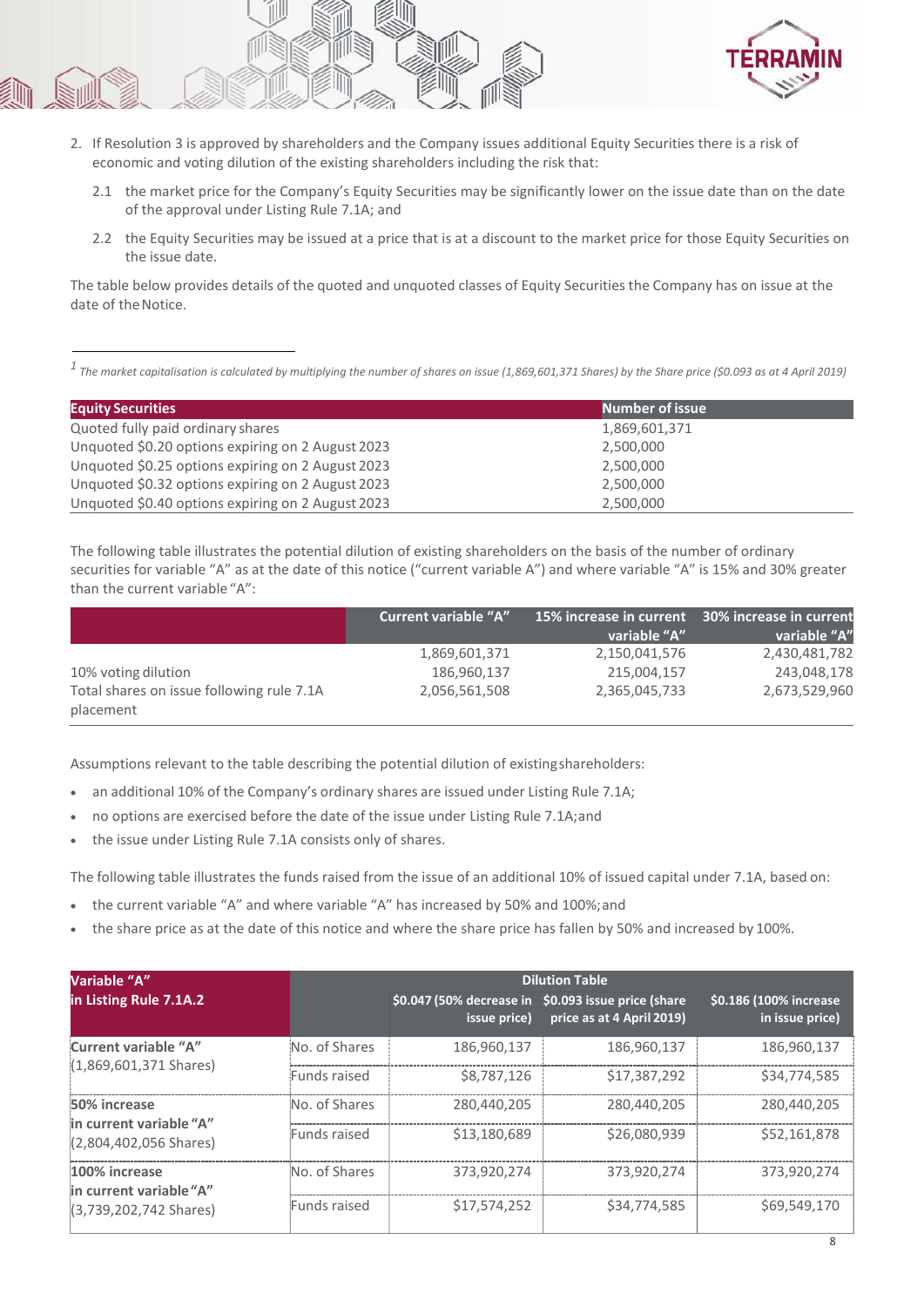2. If Resolution 3 is approved by shareholders and the Company issues additional Equity Securities there is a risk of economic and voting dilution of the existing shareholders including the risk that:

   2.1 the market price for the Company's Equity Securities may be significantly lower on the issue date than on the date of the approval under Listing Rule 7.1A; and

   2.2 the Equity Securities may be issued at a price that is at a discount to the market price for those Equity Securities on the issue date.

The table below provides details of the quoted and unquoted classes of Equity Securities the Company has on issue at the date of the Notice.

[1] *The market capitalisation is calculated by multiplying the number of shares on issue (1,869,601,371 Shares) by the Share price ($0.093 as at 4 April 2019)*

| Equity Securities | Number of issue |
|---|---|
| Quoted fully paid ordinary shares | 1,869,601,371 |
| Unquoted $0.20 options expiring on 2 August 2023 | 2,500,000 |
| Unquoted $0.25 options expiring on 2 August 2023 | 2,500,000 |
| Unquoted $0.32 options expiring on 2 August 2023 | 2,500,000 |
| Unquoted $0.40 options expiring on 2 August 2023 | 2,500,000 |

The following table illustrates the potential dilution of existing shareholders on the basis of the number of ordinary securities for variable "A" as at the date of this notice ("current variable A") and where variable "A" is 15% and 30% greater than the current variable "A":

| | Current variable "A" | 15% increase in current variable "A" | 30% increase in current variable "A" |
|---|---|---|---|
| | 1,869,601,371 | 2,150,041,576 | 2,430,481,782 |
| 10% voting dilution | 186,960,137 | 215,004,157 | 243,048,178 |
| Total shares on issue following rule 7.1A placement | 2,056,561,508 | 2,365,045,733 | 2,673,529,960 |

Assumptions relevant to the table describing the potential dilution of existing shareholders:

- an additional 10% of the Company's ordinary shares are issued under Listing Rule 7.1A;
- no options are exercised before the date of the issue under Listing Rule 7.1A; and
- the issue under Listing Rule 7.1A consists only of shares.

The following table illustrates the funds raised from the issue of an additional 10% of issued capital under 7.1A, based on:

- the current variable "A" and where variable "A" has increased by 50% and 100%; and
- the share price as at the date of this notice and where the share price has fallen by 50% and increased by 100%.

| Variable "A" in Listing Rule 7.1A.2 | Dilution Table | | | |
|---|---|---|---|---|
| | | $0.047 (50% decrease in issue price) | $0.093 issue price (share price as at 4 April 2019) | $0.186 (100% increase in issue price) |
| **Current variable "A"** (1,869,601,371 Shares) | No. of Shares | 186,960,137 | 186,960,137 | 186,960,137 |
| | Funds raised | $8,787,126 | $17,387,292 | $34,774,585 |
| **50% increase in current variable "A"** (2,804,402,056 Shares) | No. of Shares | 280,440,205 | 280,440,205 | 280,440,205 |
| | Funds raised | $13,180,689 | $26,080,939 | $52,161,878 |
| **100% increase in current variable "A"** (3,739,202,742 Shares) | No. of Shares | 373,920,274 | 373,920,274 | 373,920,274 |
| | Funds raised | $17,574,252 | $34,774,585 | $69,549,170 |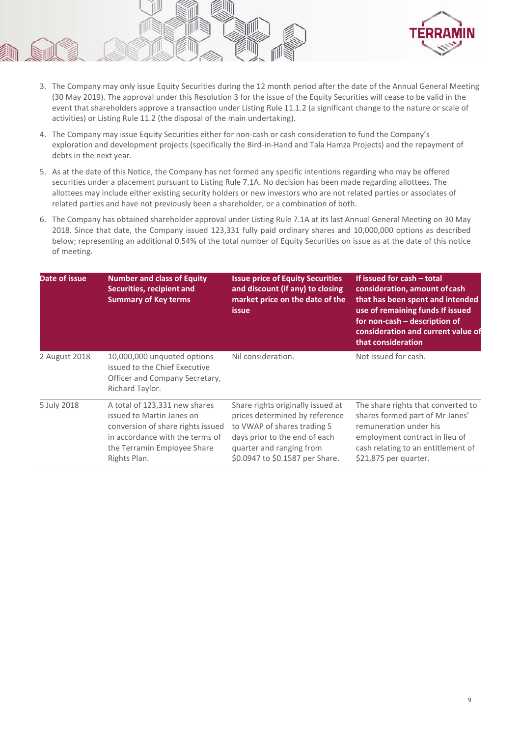3. The Company may only issue Equity Securities during the 12 month period after the date of the Annual General Meeting (30 May 2019). The approval under this Resolution 3 for the issue of the Equity Securities will cease to be valid in the event that shareholders approve a transaction under Listing Rule 11.1.2 (a significant change to the nature or scale of activities) or Listing Rule 11.2 (the disposal of the main undertaking).
4. The Company may issue Equity Securities either for non-cash or cash consideration to fund the Company's exploration and development projects (specifically the Bird-in-Hand and Tala Hamza Projects) and the repayment of debts in the next year.
5. As at the date of this Notice, the Company has not formed any specific intentions regarding who may be offered securities under a placement pursuant to Listing Rule 7.1A. No decision has been made regarding allottees. The allottees may include either existing security holders or new investors who are not related parties or associates of related parties and have not previously been a shareholder, or a combination of both.
6. The Company has obtained shareholder approval under Listing Rule 7.1A at its last Annual General Meeting on 30 May 2018. Since that date, the Company issued 123,331 fully paid ordinary shares and 10,000,000 options as described below; representing an additional 0.54% of the total number of Equity Securities on issue as at the date of this notice of meeting.

| Date of issue | Number and class of Equity Securities, recipient and Summary of Key terms | Issue price of Equity Securities and discount (if any) to closing market price on the date of the issue | If issued for cash – total consideration, amount of cash that has been spent and intended use of remaining funds If issued for non-cash – description of consideration and current value of that consideration |
|---|---|---|---|
| 2 August 2018 | 10,000,000 unquoted options issued to the Chief Executive Officer and Company Secretary, Richard Taylor. | Nil consideration. | Not issued for cash. |
| 5 July 2018 | A total of 123,331 new shares issued to Martin Janes on conversion of share rights issued in accordance with the terms of the Terramin Employee Share Rights Plan. | Share rights originally issued at prices determined by reference to VWAP of shares trading 5 days prior to the end of each quarter and ranging from $0.0947 to $0.1587 per Share. | The share rights that converted to shares formed part of Mr Janes' remuneration under his employment contract in lieu of cash relating to an entitlement of $21,875 per quarter. |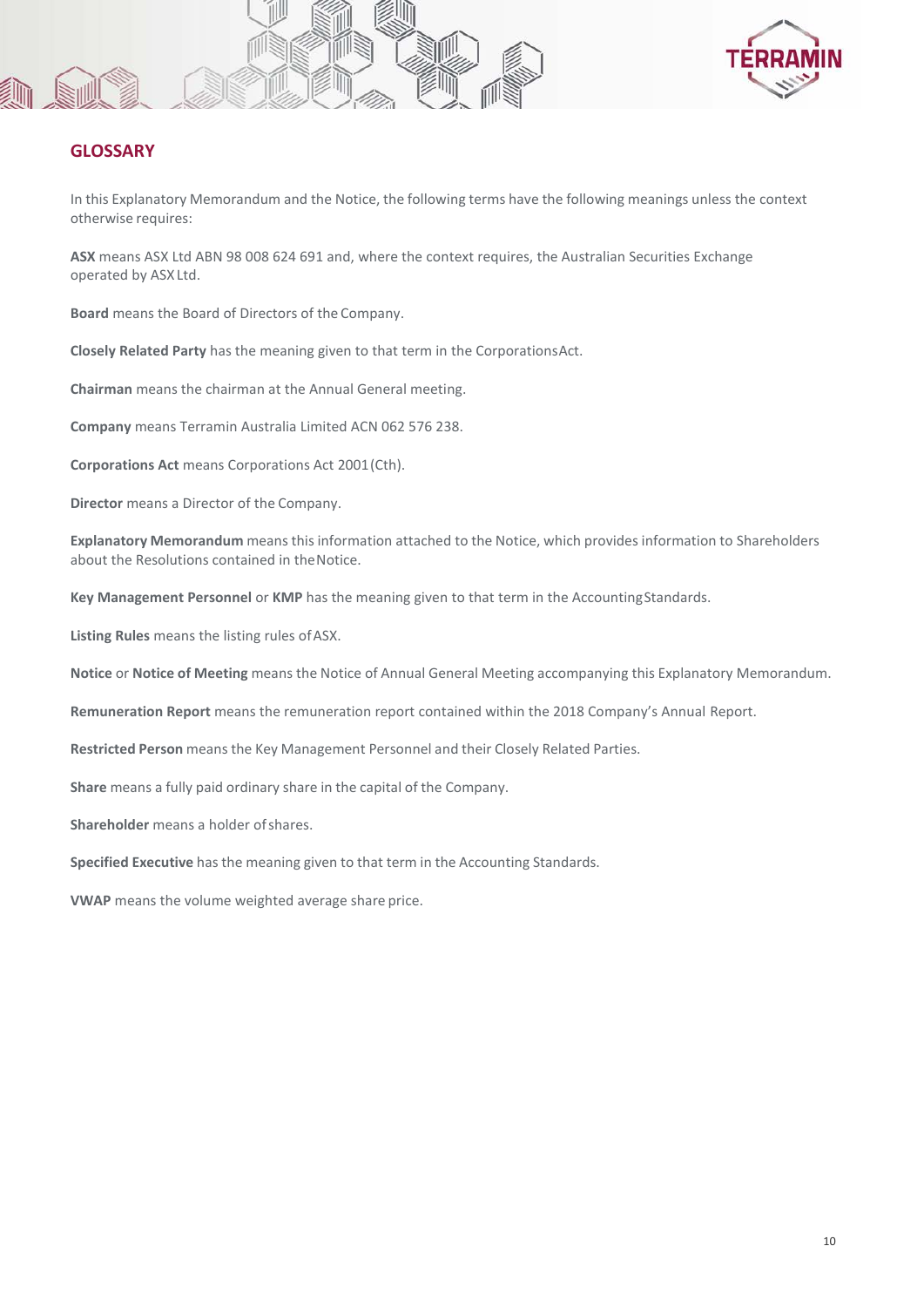## GLOSSARY

In this Explanatory Memorandum and the Notice, the following terms have the following meanings unless the context otherwise requires:

**ASX** means ASX Ltd ABN 98 008 624 691 and, where the context requires, the Australian Securities Exchange operated by ASX Ltd.

**Board** means the Board of Directors of the Company.

**Closely Related Party** has the meaning given to that term in the Corporations Act.

**Chairman** means the chairman at the Annual General meeting.

**Company** means Terramin Australia Limited ACN 062 576 238.

**Corporations Act** means Corporations Act 2001 (Cth).

**Director** means a Director of the Company.

**Explanatory Memorandum** means this information attached to the Notice, which provides information to Shareholders about the Resolutions contained in the Notice.

**Key Management Personnel** or **KMP** has the meaning given to that term in the Accounting Standards.

**Listing Rules** means the listing rules of ASX.

**Notice** or **Notice of Meeting** means the Notice of Annual General Meeting accompanying this Explanatory Memorandum.

**Remuneration Report** means the remuneration report contained within the 2018 Company's Annual Report.

**Restricted Person** means the Key Management Personnel and their Closely Related Parties.

**Share** means a fully paid ordinary share in the capital of the Company.

**Shareholder** means a holder of shares.

**Specified Executive** has the meaning given to that term in the Accounting Standards.

**VWAP** means the volume weighted average share price.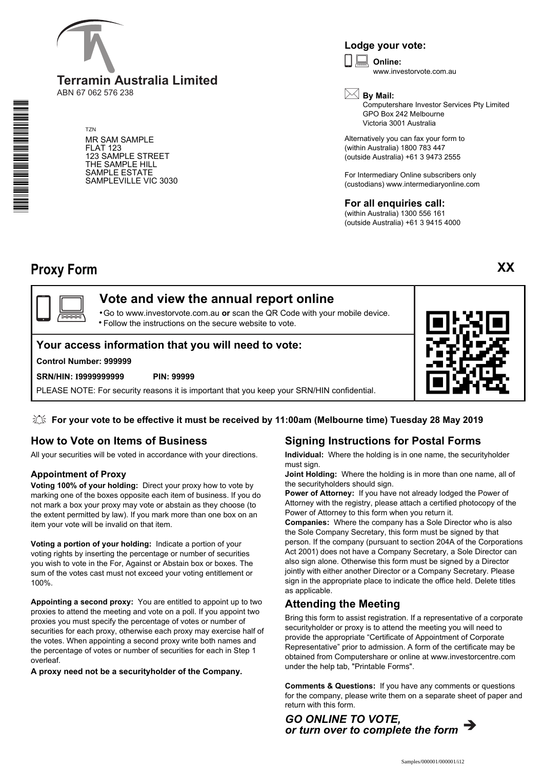# Terramin Australia Limited

ABN 67 062 576 238

TZN

MR SAM SAMPLE
FLAT 123
123 SAMPLE STREET
THE SAMPLE HILL
SAMPLE ESTATE
SAMPLEVILLE VIC 3030

### Lodge your vote:

**Online:**
www.investorvote.com.au

**By Mail:**
Computershare Investor Services Pty Limited
GPO Box 242 Melbourne
Victoria 3001 Australia

Alternatively you can fax your form to
(within Australia) 1800 783 447
(outside Australia) +61 3 9473 2555

For Intermediary Online subscribers only
(custodians) www.intermediaryonline.com

### For all enquiries call:

(within Australia) 1300 556 161
(outside Australia) +61 3 9415 4000

# Proxy Form

**XX**

## Vote and view the annual report online

- Go to www.investorvote.com.au **or** scan the QR Code with your mobile device.
- Follow the instructions on the secure website to vote.

### Your access information that you will need to vote:

**Control Number: 999999**

**SRN/HIN: I9999999999** **PIN: 99999**

PLEASE NOTE: For security reasons it is important that you keep your SRN/HIN confidential.

**For your vote to be effective it must be received by 11:00am (Melbourne time) Tuesday 28 May 2019**

## How to Vote on Items of Business

All your securities will be voted in accordance with your directions.

### Appointment of Proxy

**Voting 100% of your holding:** Direct your proxy how to vote by marking one of the boxes opposite each item of business. If you do not mark a box your proxy may vote or abstain as they choose (to the extent permitted by law). If you mark more than one box on an item your vote will be invalid on that item.

**Voting a portion of your holding:** Indicate a portion of your voting rights by inserting the percentage or number of securities you wish to vote in the For, Against or Abstain box or boxes. The sum of the votes cast must not exceed your voting entitlement or 100%.

**Appointing a second proxy:** You are entitled to appoint up to two proxies to attend the meeting and vote on a poll. If you appoint two proxies you must specify the percentage of votes or number of securities for each proxy, otherwise each proxy may exercise half of the votes. When appointing a second proxy write both names and the percentage of votes or number of securities for each in Step 1 overleaf.

**A proxy need not be a securityholder of the Company.**

## Signing Instructions for Postal Forms

**Individual:** Where the holding is in one name, the securityholder must sign.

**Joint Holding:** Where the holding is in more than one name, all of the securityholders should sign.

**Power of Attorney:** If you have not already lodged the Power of Attorney with the registry, please attach a certified photocopy of the Power of Attorney to this form when you return it.

**Companies:** Where the company has a Sole Director who is also the Sole Company Secretary, this form must be signed by that person. If the company (pursuant to section 204A of the Corporations Act 2001) does not have a Company Secretary, a Sole Director can also sign alone. Otherwise this form must be signed by a Director jointly with either another Director or a Company Secretary. Please sign in the appropriate place to indicate the office held. Delete titles as applicable.

## Attending the Meeting

Bring this form to assist registration. If a representative of a corporate securityholder or proxy is to attend the meeting you will need to provide the appropriate "Certificate of Appointment of Corporate Representative" prior to admission. A form of the certificate may be obtained from Computershare or online at www.investorcentre.com under the help tab, "Printable Forms".

**Comments & Questions:** If you have any comments or questions for the company, please write them on a separate sheet of paper and return with this form.

***GO ONLINE TO VOTE, or turn over to complete the form*** ➔

Samples/000001/000001/i12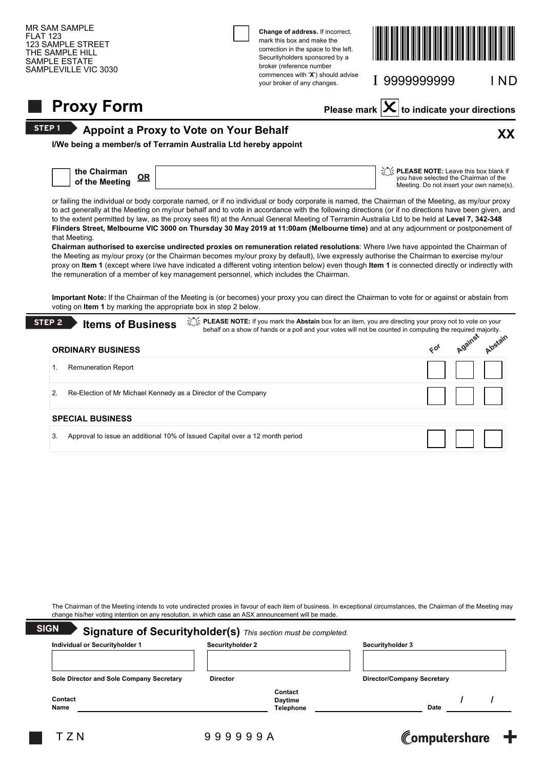MR SAM SAMPLE
FLAT 123
123 SAMPLE STREET
THE SAMPLE HILL
SAMPLE ESTATE
SAMPLEVILLE VIC 3030

☐ **Change of address.** If incorrect, mark this box and make the correction in the space to the left. Securityholders sponsored by a broker (reference number commences with '**X**') should advise your broker of any changes.

I 9999999999 I ND

# Proxy Form

**Please mark ☒ to indicate your directions**

## STEP 1 Appoint a Proxy to Vote on Your Behalf

**XX**

**I/We being a member/s of Terramin Australia Ltd hereby appoint**

☐ **the Chairman of the Meeting** **OR** ____________________

**PLEASE NOTE:** Leave this box blank if you have selected the Chairman of the Meeting. Do not insert your own name(s).

or failing the individual or body corporate named, or if no individual or body corporate is named, the Chairman of the Meeting, as my/our proxy to act generally at the Meeting on my/our behalf and to vote in accordance with the following directions (or if no directions have been given, and to the extent permitted by law, as the proxy sees fit) at the Annual General Meeting of Terramin Australia Ltd to be held at **Level 7, 342-348 Flinders Street, Melbourne VIC 3000 on Thursday 30 May 2019 at 11:00am (Melbourne time)** and at any adjournment or postponement of that Meeting.

**Chairman authorised to exercise undirected proxies on remuneration related resolutions**: Where I/we have appointed the Chairman of the Meeting as my/our proxy (or the Chairman becomes my/our proxy by default), I/we expressly authorise the Chairman to exercise my/our proxy on **Item 1** (except where I/we have indicated a different voting intention below) even though **Item 1** is connected directly or indirectly with the remuneration of a member of key management personnel, which includes the Chairman.

**Important Note:** If the Chairman of the Meeting is (or becomes) your proxy you can direct the Chairman to vote for or against or abstain from voting on **Item 1** by marking the appropriate box in step 2 below.

## STEP 2 Items of Business

**PLEASE NOTE:** If you mark the **Abstain** box for an item, you are directing your proxy not to vote on your behalf on a show of hands or a poll and your votes will not be counted in computing the required majority.

| **ORDINARY BUSINESS** | For | Against | Abstain |
|---|---|---|---|
| 1. Remuneration Report | ☐ | ☐ | ☐ |
| 2. Re-Election of Mr Michael Kennedy as a Director of the Company | ☐ | ☐ | ☐ |
| **SPECIAL BUSINESS** | | | |
| 3. Approval to issue an additional 10% of Issued Capital over a 12 month period | ☐ | ☐ | ☐ |

The Chairman of the Meeting intends to vote undirected proxies in favour of each item of business. In exceptional circumstances, the Chairman of the Meeting may change his/her voting intention on any resolution, in which case an ASX announcement will be made.

## SIGN Signature of Securityholder(s) *This section must be completed.*

| Individual or Securityholder 1 | Securityholder 2 | Securityholder 3 |
|---|---|---|
| | | |
| Sole Director and Sole Company Secretary | Director | Director/Company Secretary |

Contact Name ____________________ Contact Daytime Telephone ____________________ Date ____ / ____ / ____

T Z N 9 9 9 9 9 9 A

computershare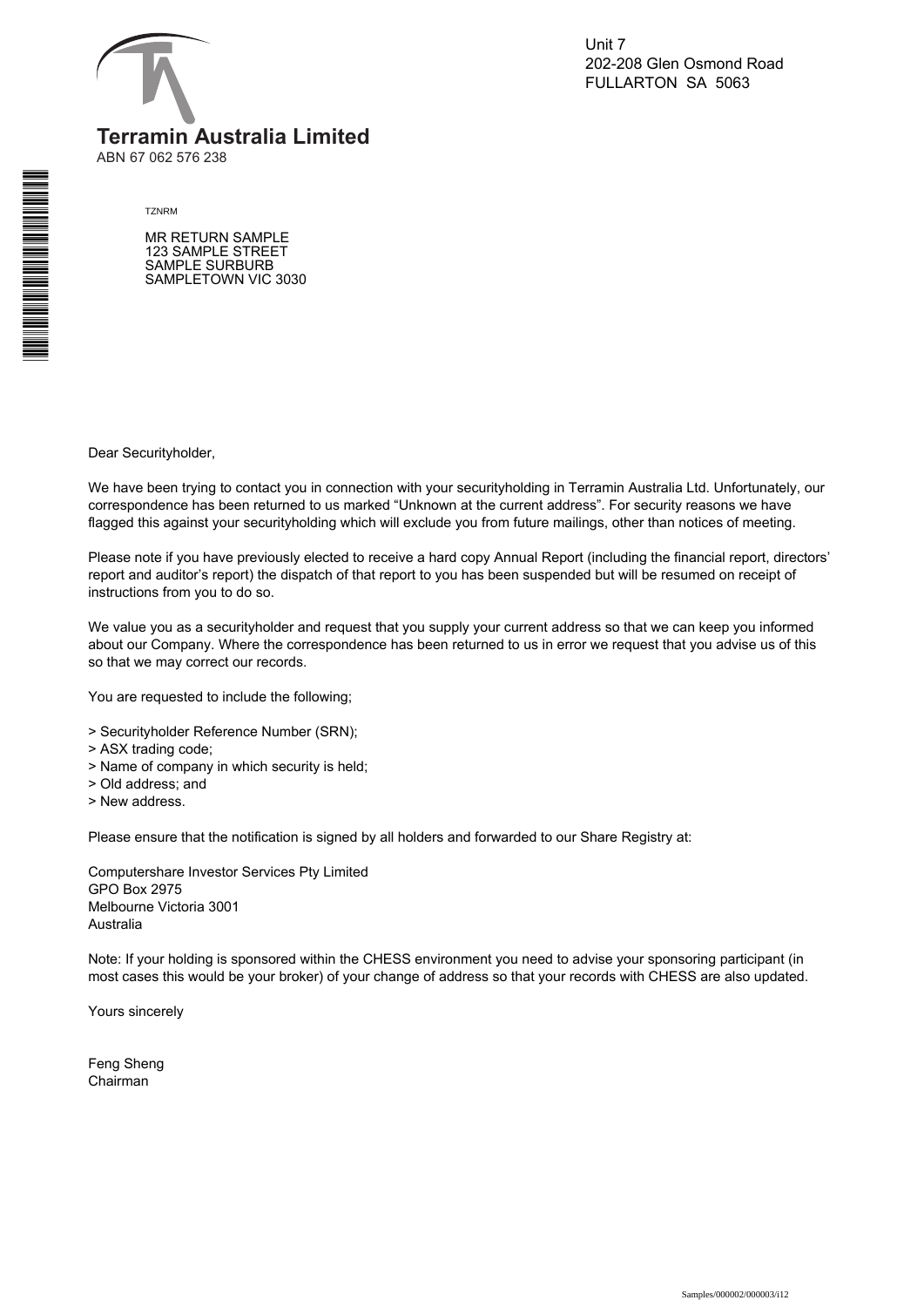**Terramin Australia Limited**
ABN 67 062 576 238

Unit 7
202-208 Glen Osmond Road
FULLARTON SA 5063

TZNRM

MR RETURN SAMPLE
123 SAMPLE STREET
SAMPLE SURBURB
SAMPLETOWN VIC 3030

Dear Securityholder,

We have been trying to contact you in connection with your securityholding in Terramin Australia Ltd. Unfortunately, our correspondence has been returned to us marked "Unknown at the current address". For security reasons we have flagged this against your securityholding which will exclude you from future mailings, other than notices of meeting.

Please note if you have previously elected to receive a hard copy Annual Report (including the financial report, directors' report and auditor's report) the dispatch of that report to you has been suspended but will be resumed on receipt of instructions from you to do so.

We value you as a securityholder and request that you supply your current address so that we can keep you informed about our Company. Where the correspondence has been returned to us in error we request that you advise us of this so that we may correct our records.

You are requested to include the following;

> Securityholder Reference Number (SRN);
> ASX trading code;
> Name of company in which security is held;
> Old address; and
> New address.

Please ensure that the notification is signed by all holders and forwarded to our Share Registry at:

Computershare Investor Services Pty Limited
GPO Box 2975
Melbourne Victoria 3001
Australia

Note: If your holding is sponsored within the CHESS environment you need to advise your sponsoring participant (in most cases this would be your broker) of your change of address so that your records with CHESS are also updated.

Yours sincerely

Feng Sheng
Chairman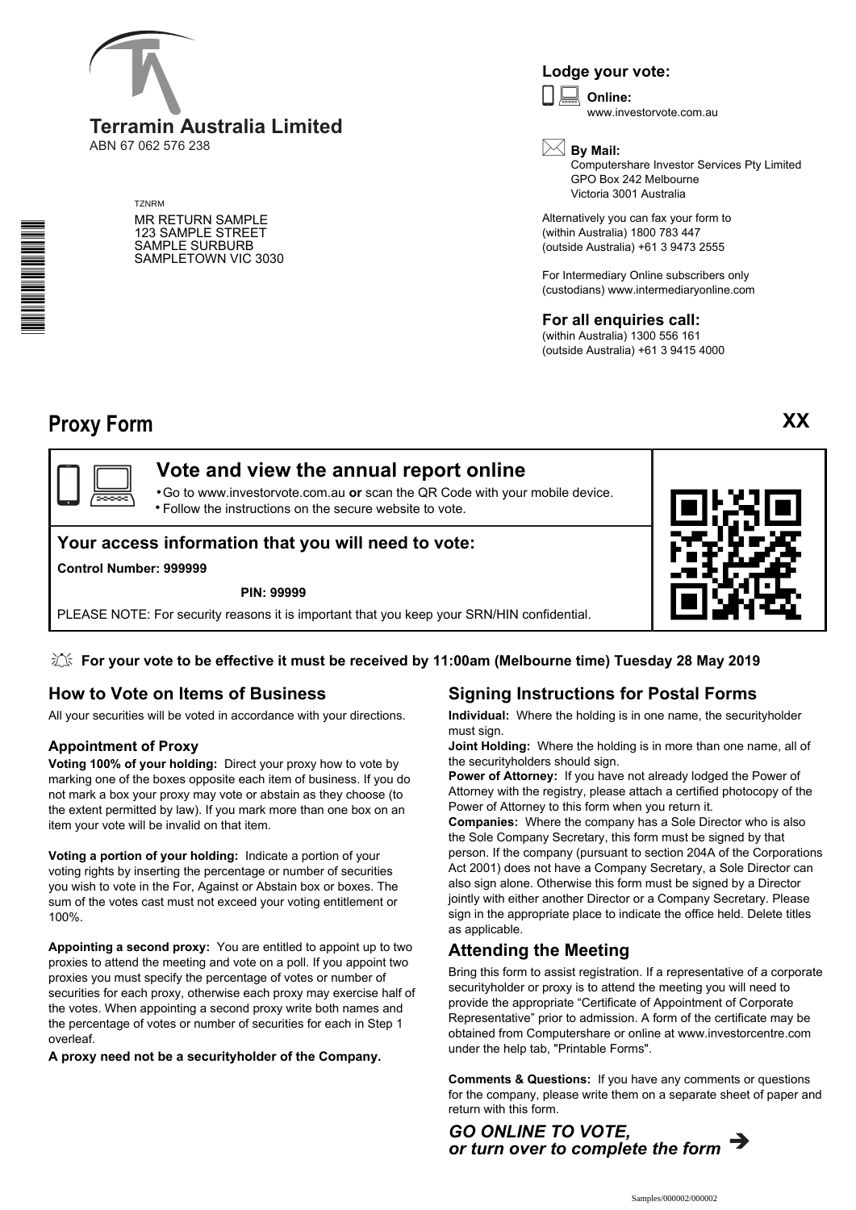**Terramin Australia Limited**
ABN 67 062 576 238

TZNRM

MR RETURN SAMPLE
123 SAMPLE STREET
SAMPLE SURBURB
SAMPLETOWN VIC 3030

### Lodge your vote:

**Online:**
www.investorvote.com.au

**By Mail:**
Computershare Investor Services Pty Limited
GPO Box 242 Melbourne
Victoria 3001 Australia

Alternatively you can fax your form to
(within Australia) 1800 783 447
(outside Australia) +61 3 9473 2555

For Intermediary Online subscribers only
(custodians) www.intermediaryonline.com

### For all enquiries call:

(within Australia) 1300 556 161
(outside Australia) +61 3 9415 4000

# Proxy Form

**XX**

## Vote and view the annual report online

- Go to www.investorvote.com.au **or** scan the QR Code with your mobile device.
- Follow the instructions on the secure website to vote.

### Your access information that you will need to vote:

**Control Number: 999999**

**PIN: 99999**

PLEASE NOTE: For security reasons it is important that you keep your SRN/HIN confidential.

**For your vote to be effective it must be received by 11:00am (Melbourne time) Tuesday 28 May 2019**

## How to Vote on Items of Business

All your securities will be voted in accordance with your directions.

### Appointment of Proxy

**Voting 100% of your holding:** Direct your proxy how to vote by marking one of the boxes opposite each item of business. If you do not mark a box your proxy may vote or abstain as they choose (to the extent permitted by law). If you mark more than one box on an item your vote will be invalid on that item.

**Voting a portion of your holding:** Indicate a portion of your voting rights by inserting the percentage or number of securities you wish to vote in the For, Against or Abstain box or boxes. The sum of the votes cast must not exceed your voting entitlement or 100%.

**Appointing a second proxy:** You are entitled to appoint up to two proxies to attend the meeting and vote on a poll. If you appoint two proxies you must specify the percentage of votes or number of securities for each proxy, otherwise each proxy may exercise half of the votes. When appointing a second proxy write both names and the percentage of votes or number of securities for each in Step 1 overleaf.

**A proxy need not be a securityholder of the Company.**

## Signing Instructions for Postal Forms

**Individual:** Where the holding is in one name, the securityholder must sign.

**Joint Holding:** Where the holding is in more than one name, all of the securityholders should sign.

**Power of Attorney:** If you have not already lodged the Power of Attorney with the registry, please attach a certified photocopy of the Power of Attorney to this form when you return it.

**Companies:** Where the company has a Sole Director who is also the Sole Company Secretary, this form must be signed by that person. If the company (pursuant to section 204A of the Corporations Act 2001) does not have a Company Secretary, a Sole Director can also sign alone. Otherwise this form must be signed by a Director jointly with either another Director or a Company Secretary. Please sign in the appropriate place to indicate the office held. Delete titles as applicable.

## Attending the Meeting

Bring this form to assist registration. If a representative of a corporate securityholder or proxy is to attend the meeting you will need to provide the appropriate "Certificate of Appointment of Corporate Representative" prior to admission. A form of the certificate may be obtained from Computershare or online at www.investorcentre.com under the help tab, "Printable Forms".

**Comments & Questions:** If you have any comments or questions for the company, please write them on a separate sheet of paper and return with this form.

***GO ONLINE TO VOTE,***
***or turn over to complete the form*** ➔

Samples/000002/000002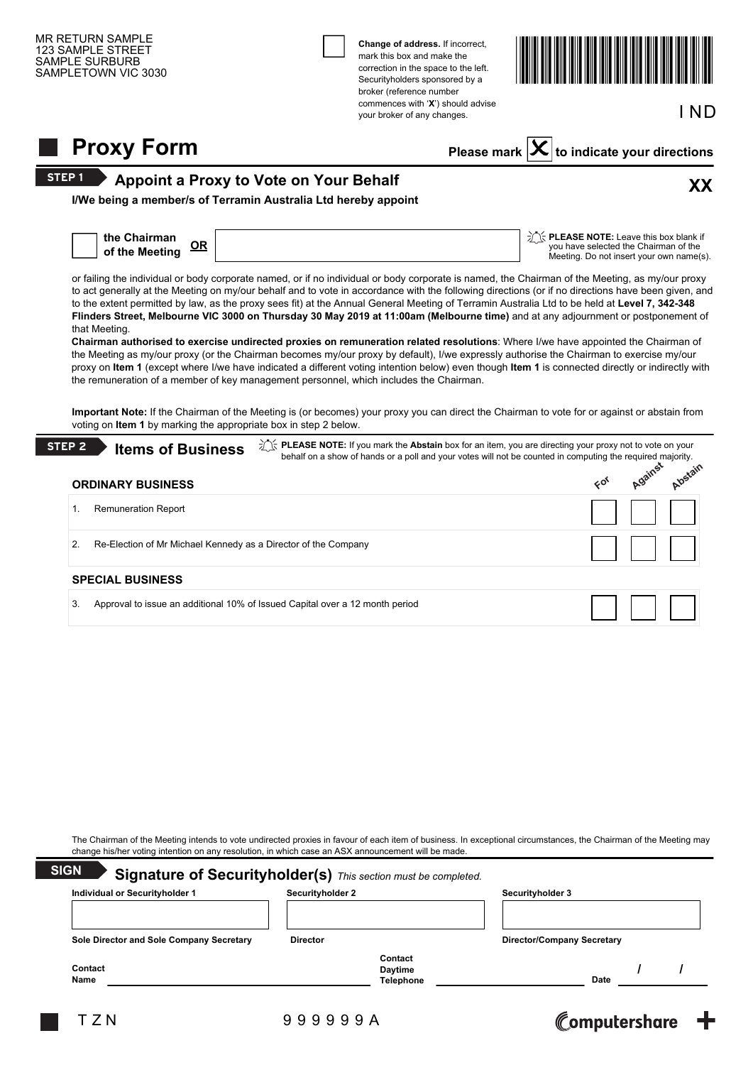MR RETURN SAMPLE
123 SAMPLE STREET
SAMPLE SURBURB
SAMPLETOWN VIC 3030

☐ **Change of address.** If incorrect, mark this box and make the correction in the space to the left. Securityholders sponsored by a broker (reference number commences with '**X**') should advise your broker of any changes.

I ND

# Proxy Form

**Please mark ☒ to indicate your directions**

## STEP 1 Appoint a Proxy to Vote on Your Behalf

**XX**

**I/We being a member/s of Terramin Australia Ltd hereby appoint**

☐ **the Chairman of the Meeting** **OR** ____________________

**PLEASE NOTE:** Leave this box blank if you have selected the Chairman of the Meeting. Do not insert your own name(s).

or failing the individual or body corporate named, or if no individual or body corporate is named, the Chairman of the Meeting, as my/our proxy to act generally at the Meeting on my/our behalf and to vote in accordance with the following directions (or if no directions have been given, and to the extent permitted by law, as the proxy sees fit) at the Annual General Meeting of Terramin Australia Ltd to be held at **Level 7, 342-348 Flinders Street, Melbourne VIC 3000 on Thursday 30 May 2019 at 11:00am (Melbourne time)** and at any adjournment or postponement of that Meeting.

**Chairman authorised to exercise undirected proxies on remuneration related resolutions**: Where I/we have appointed the Chairman of the Meeting as my/our proxy (or the Chairman becomes my/our proxy by default), I/we expressly authorise the Chairman to exercise my/our proxy on **Item 1** (except where I/we have indicated a different voting intention below) even though **Item 1** is connected directly or indirectly with the remuneration of a member of key management personnel, which includes the Chairman.

**Important Note:** If the Chairman of the Meeting is (or becomes) your proxy you can direct the Chairman to vote for or against or abstain from voting on **Item 1** by marking the appropriate box in step 2 below.

## STEP 2 Items of Business

**PLEASE NOTE:** If you mark the **Abstain** box for an item, you are directing your proxy not to vote on your behalf on a show of hands or a poll and your votes will not be counted in computing the required majority.

| ORDINARY BUSINESS | For | Against | Abstain |
|---|---|---|---|
| 1. Remuneration Report | ☐ | ☐ | ☐ |
| 2. Re-Election of Mr Michael Kennedy as a Director of the Company | ☐ | ☐ | ☐ |
| **SPECIAL BUSINESS** | | | |
| 3. Approval to issue an additional 10% of Issued Capital over a 12 month period | ☐ | ☐ | ☐ |

The Chairman of the Meeting intends to vote undirected proxies in favour of each item of business. In exceptional circumstances, the Chairman of the Meeting may change his/her voting intention on any resolution, in which case an ASX announcement will be made.

## SIGN Signature of Securityholder(s) *This section must be completed.*

| Individual or Securityholder 1 | Securityholder 2 | Securityholder 3 |
|---|---|---|
| | | |
| Sole Director and Sole Company Secretary | Director | Director/Company Secretary |

Contact Name ____________________ Contact Daytime Telephone ____________________ Date ___ / ___ / ___

T Z N 999999A

computershare